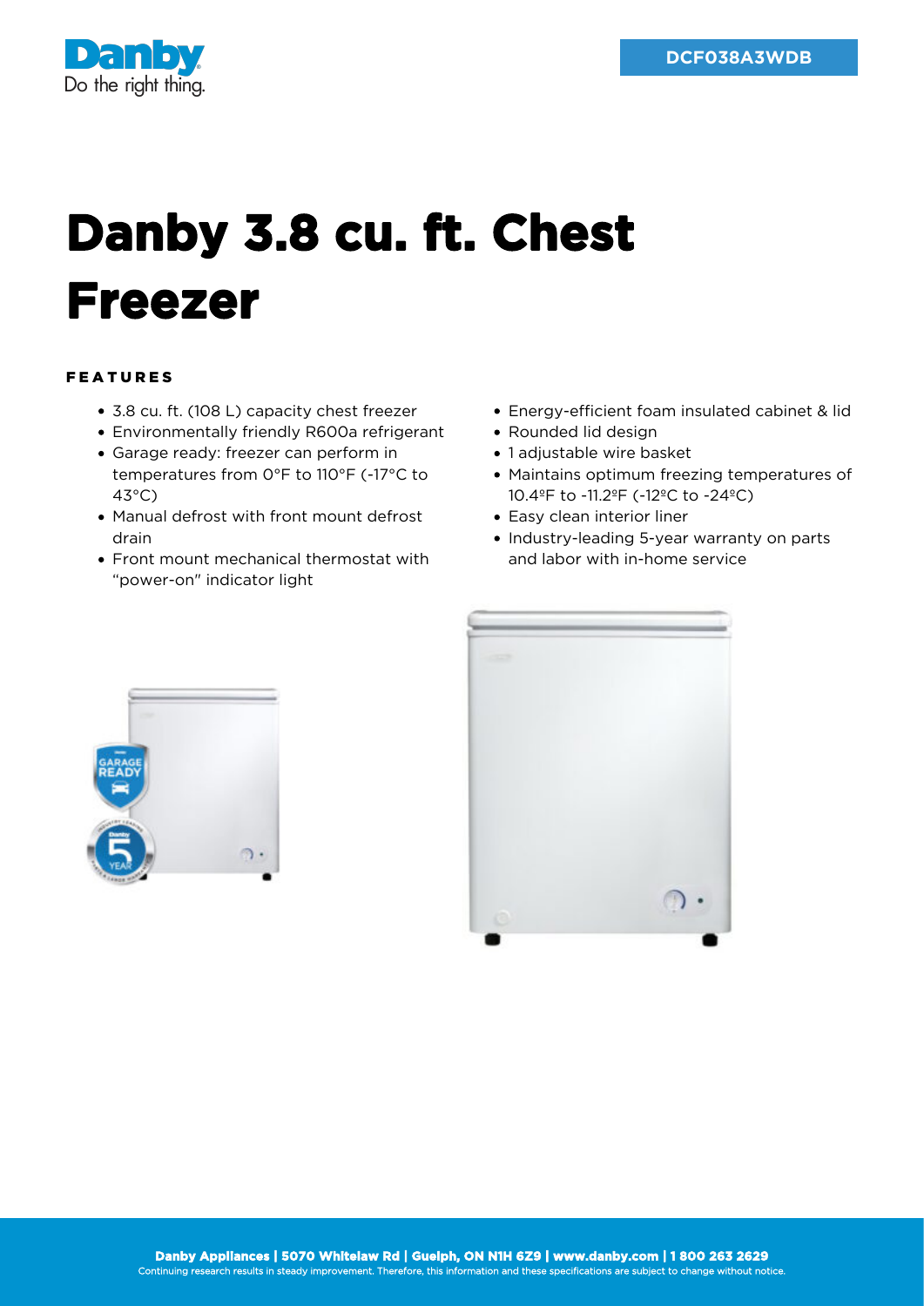DCF038A3WDB

# Danby 3.8 cu. ft. Chest Freezer

## FEATURES

- 3.8 cu. ft. (108 L) capacity chest freezer
- Environmentally friendly R600a refrigerant
- Garage ready: freezer can perform in temperatures from 0°F to 110°F (-17°C to 43°C)
- Manual defrost with front mount defrost drain
- Front mount mechanical thermostat with "power-on" indicator light
- Energy-efficient foam insulated cabinet & lid
- Rounded lid design
- 1 adjustable wire basket
- Maintains optimum freezing temperatures of 10.4ºF to -11.2ºF (-12ºC to -24ºC)
- Easy clean interior liner
- Industry-leading 5-year warranty on parts and labor with in-home service

**Danby Appliances | 5070 Whitelaw Rd | Guelph, ON N1H 6Z9 | www.danby.com | 1 800 263 2629**

Continuing research results in steady improvement. Therefore, this information and these specifications are subject to change without notice.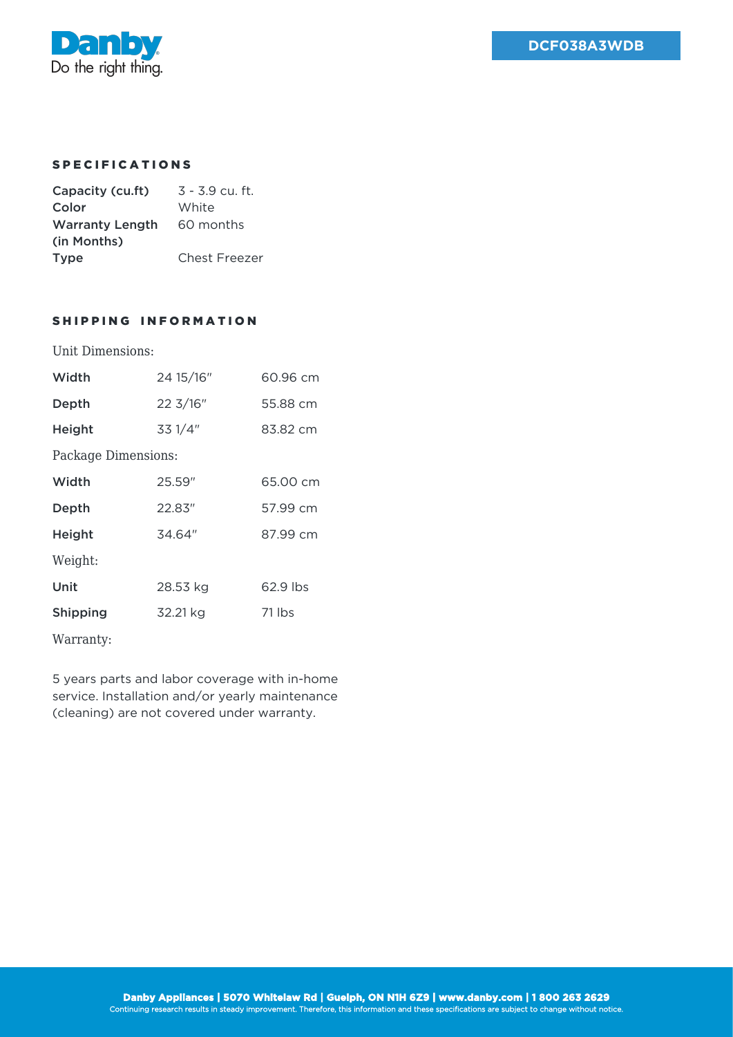Danby
Do the right thing.

DCF038A3WDB

## SPECIFICATIONS

| | |
|---|---|
| **Capacity (cu.ft)** | 3 - 3.9 cu. ft. |
| **Color** | White |
| **Warranty Length (in Months)** | 60 months |
| **Type** | Chest Freezer |

## SHIPPING INFORMATION

Unit Dimensions:

| | | |
|---|---|---|
| **Width** | 24 15/16" | 60.96 cm |
| **Depth** | 22 3/16" | 55.88 cm |
| **Height** | 33 1/4" | 83.82 cm |

Package Dimensions:

| | | |
|---|---|---|
| **Width** | 25.59" | 65.00 cm |
| **Depth** | 22.83" | 57.99 cm |
| **Height** | 34.64" | 87.99 cm |

Weight:

| | | |
|---|---|---|
| **Unit** | 28.53 kg | 62.9 lbs |
| **Shipping** | 32.21 kg | 71 lbs |

Warranty:

5 years parts and labor coverage with in-home service. Installation and/or yearly maintenance (cleaning) are not covered under warranty.

**Danby Appliances | 5070 Whitelaw Rd | Guelph, ON N1H 6Z9 | www.danby.com | 1 800 263 2629**
Continuing research results in steady improvement. Therefore, this information and these specifications are subject to change without notice.